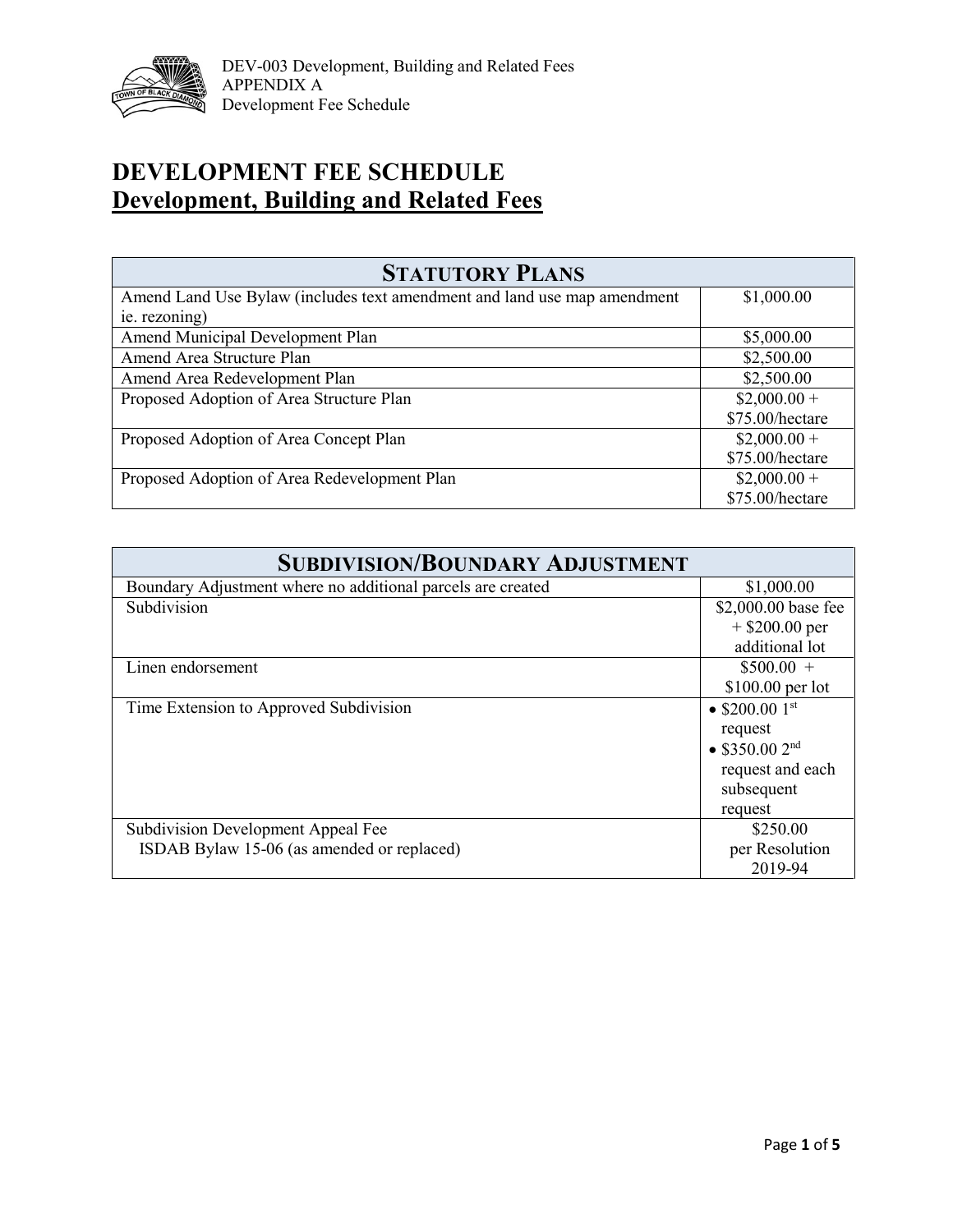# DEVELOPMENT FEE SCHEDULE

## Development, Building and Related Fees

| STATUTORY PLANS | |
|---|---|
| Amend Land Use Bylaw (includes text amendment and land use map amendment ie. rezoning) | $1,000.00 |
| Amend Municipal Development Plan | $5,000.00 |
| Amend Area Structure Plan | $2,500.00 |
| Amend Area Redevelopment Plan | $2,500.00 |
| Proposed Adoption of Area Structure Plan | $2,000.00 + $75.00/hectare |
| Proposed Adoption of Area Concept Plan | $2,000.00 + $75.00/hectare |
| Proposed Adoption of Area Redevelopment Plan | $2,000.00 + $75.00/hectare |

| SUBDIVISION/BOUNDARY ADJUSTMENT | |
|---|---|
| Boundary Adjustment where no additional parcels are created | $1,000.00 |
| Subdivision | $2,000.00 base fee + $200.00 per additional lot |
| Linen endorsement | $500.00 + $100.00 per lot |
| Time Extension to Approved Subdivision | • $200.00 1st request<br>• $350.00 2nd request and each subsequent request |
| Subdivision Development Appeal Fee<br>ISDAB Bylaw 15-06 (as amended or replaced) | $250.00 per Resolution 2019-94 |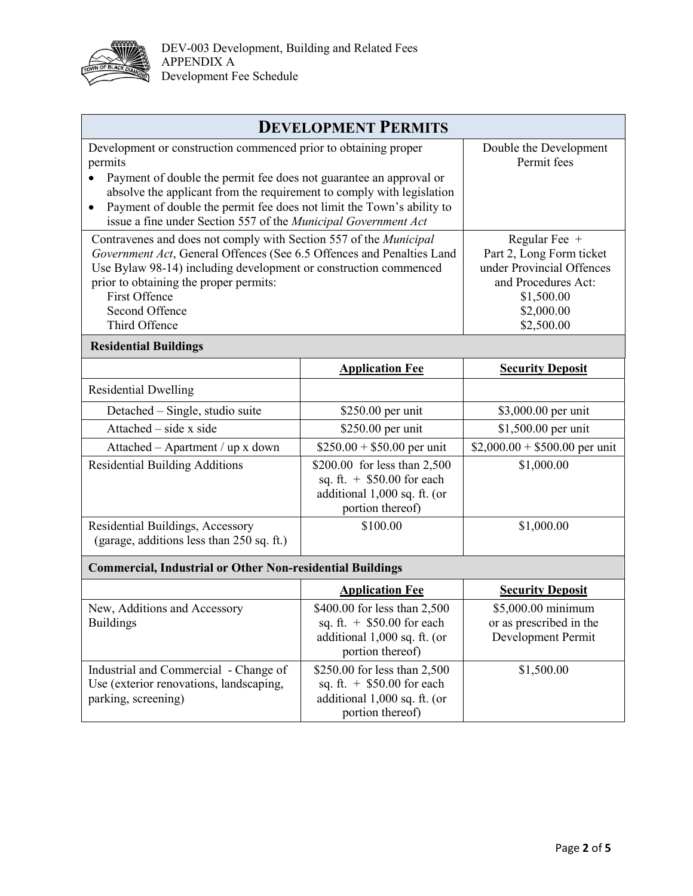# DEVELOPMENT PERMITS

| | | |
|---|---|---|
| Development or construction commenced prior to obtaining proper permits<br>• Payment of double the permit fee does not guarantee an approval or absolve the applicant from the requirement to comply with legislation<br>• Payment of double the permit fee does not limit the Town's ability to issue a fine under Section 557 of the *Municipal Government Act* | | Double the Development Permit fees |
| Contravenes and does not comply with Section 557 of the *Municipal Government Act*, General Offences (See 6.5 Offences and Penalties Land Use Bylaw 98-14) including development or construction commenced prior to obtaining the proper permits:<br>First Offence<br>Second Offence<br>Third Offence | | Regular Fee + Part 2, Long Form ticket under Provincial Offences and Procedures Act:<br>$1,500.00<br>$2,000.00<br>$2,500.00 |
| **Residential Buildings** | | |
| | **Application Fee** | **Security Deposit** |
| Residential Dwelling | | |
| Detached – Single, studio suite | $250.00 per unit | $3,000.00 per unit |
| Attached – side x side | $250.00 per unit | $1,500.00 per unit |
| Attached – Apartment / up x down | $250.00 + $50.00 per unit | $2,000.00 + $500.00 per unit |
| Residential Building Additions | $200.00 for less than 2,500 sq. ft. + $50.00 for each additional 1,000 sq. ft. (or portion thereof) | $1,000.00 |
| Residential Buildings, Accessory (garage, additions less than 250 sq. ft.) | $100.00 | $1,000.00 |
| **Commercial, Industrial or Other Non-residential Buildings** | | |
| | **Application Fee** | **Security Deposit** |
| New, Additions and Accessory Buildings | $400.00 for less than 2,500 sq. ft. + $50.00 for each additional 1,000 sq. ft. (or portion thereof) | $5,000.00 minimum or as prescribed in the Development Permit |
| Industrial and Commercial - Change of Use (exterior renovations, landscaping, parking, screening) | $250.00 for less than 2,500 sq. ft. + $50.00 for each additional 1,000 sq. ft. (or portion thereof) | $1,500.00 |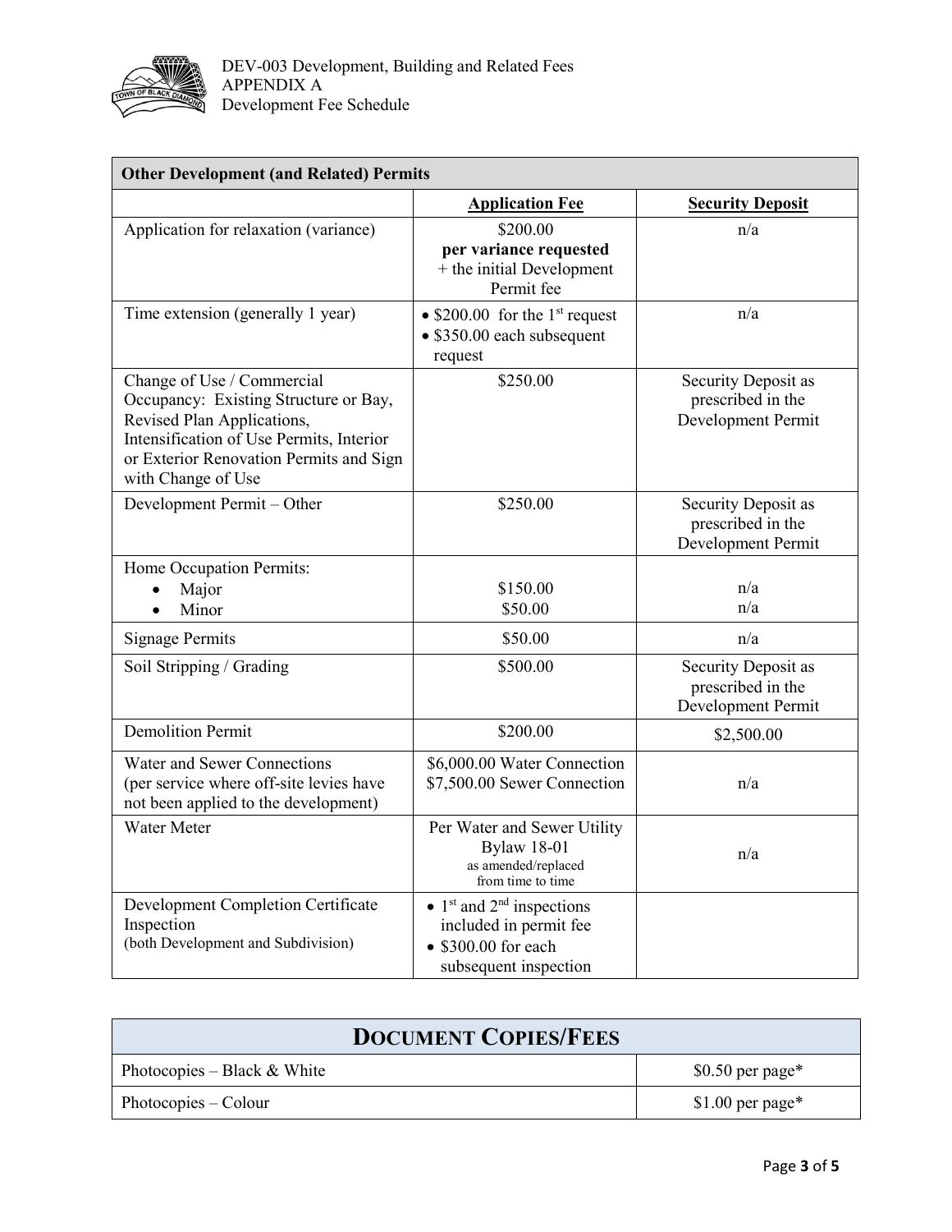| Other Development (and Related) Permits | | |
|---|---|---|
| | **Application Fee** | **Security Deposit** |
| Application for relaxation (variance) | $200.00 **per variance requested** + the initial Development Permit fee | n/a |
| Time extension (generally 1 year) | • $200.00 for the 1st request • $350.00 each subsequent request | n/a |
| Change of Use / Commercial Occupancy: Existing Structure or Bay, Revised Plan Applications, Intensification of Use Permits, Interior or Exterior Renovation Permits and Sign with Change of Use | $250.00 | Security Deposit as prescribed in the Development Permit |
| Development Permit – Other | $250.00 | Security Deposit as prescribed in the Development Permit |
| Home Occupation Permits: • Major • Minor | $150.00 $50.00 | n/a n/a |
| Signage Permits | $50.00 | n/a |
| Soil Stripping / Grading | $500.00 | Security Deposit as prescribed in the Development Permit |
| Demolition Permit | $200.00 | $2,500.00 |
| Water and Sewer Connections (per service where off-site levies have not been applied to the development) | $6,000.00 Water Connection $7,500.00 Sewer Connection | n/a |
| Water Meter | Per Water and Sewer Utility Bylaw 18-01 as amended/replaced from time to time | n/a |
| Development Completion Certificate Inspection (both Development and Subdivision) | • 1st and 2nd inspections included in permit fee • $300.00 for each subsequent inspection | |

| DOCUMENT COPIES/FEES | |
|---|---|
| Photocopies – Black & White | $0.50 per page* |
| Photocopies – Colour | $1.00 per page* |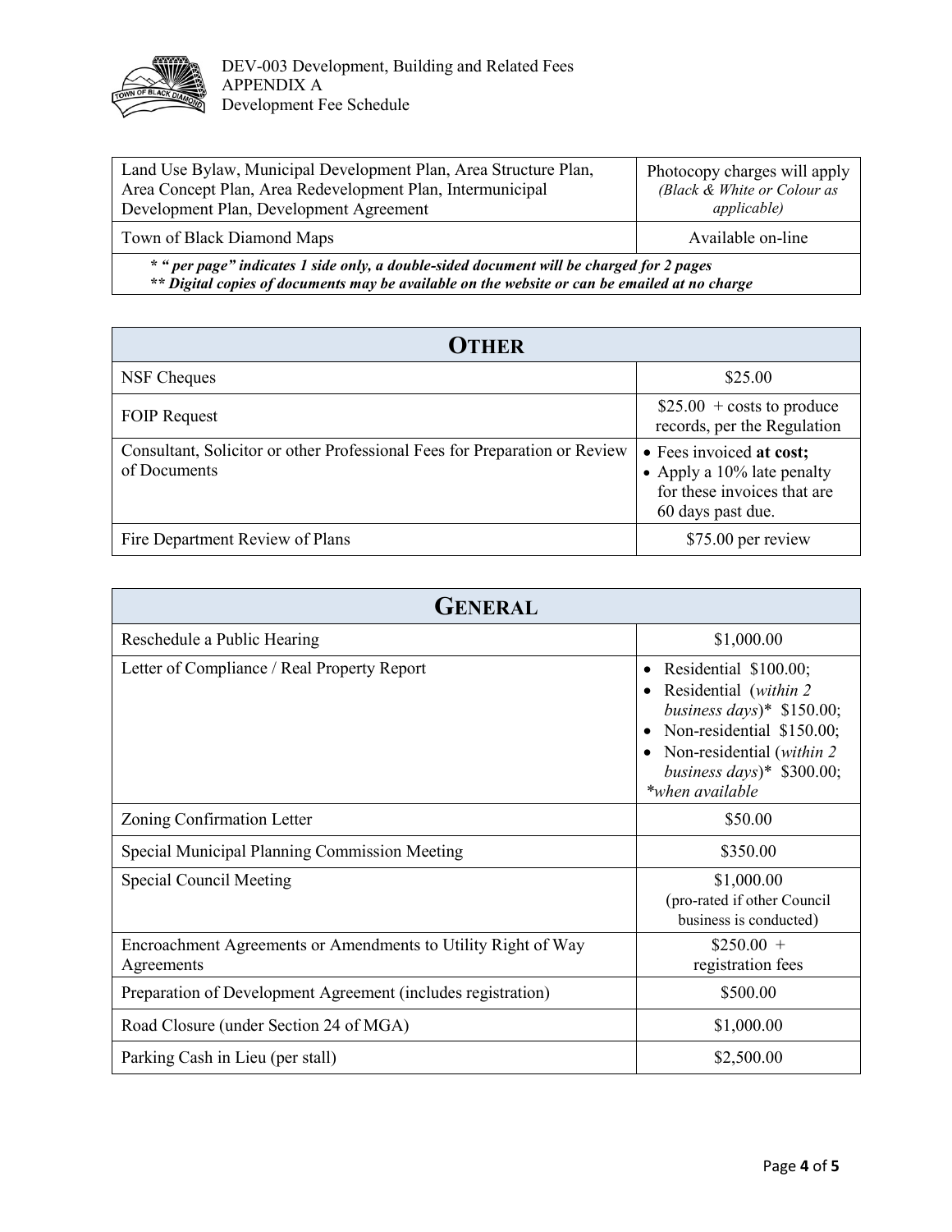| Land Use Bylaw, Municipal Development Plan, Area Structure Plan, Area Concept Plan, Area Redevelopment Plan, Intermunicipal Development Plan, Development Agreement | Photocopy charges will apply *(Black & White or Colour as applicable)* |
|---|---|
| Town of Black Diamond Maps | Available on-line |

***" per page" indicates 1 side only, a double-sided document will be charged for 2 pages***
***** Digital copies of documents may be available on the website or can be emailed at no charge***

| **OTHER** | |
|---|---|
| NSF Cheques | $25.00 |
| FOIP Request | $25.00 + costs to produce records, per the Regulation |
| Consultant, Solicitor or other Professional Fees for Preparation or Review of Documents | • Fees invoiced **at cost;**<br>• Apply a 10% late penalty for these invoices that are 60 days past due. |
| Fire Department Review of Plans | $75.00 per review |

| **GENERAL** | |
|---|---|
| Reschedule a Public Hearing | $1,000.00 |
| Letter of Compliance / Real Property Report | • Residential $100.00;<br>• Residential (*within 2 business days*)* $150.00;<br>• Non-residential $150.00;<br>• Non-residential (*within 2 business days*)* $300.00;<br>**when available* |
| Zoning Confirmation Letter | $50.00 |
| Special Municipal Planning Commission Meeting | $350.00 |
| Special Council Meeting | $1,000.00 (pro-rated if other Council business is conducted) |
| Encroachment Agreements or Amendments to Utility Right of Way Agreements | $250.00 + registration fees |
| Preparation of Development Agreement (includes registration) | $500.00 |
| Road Closure (under Section 24 of MGA) | $1,000.00 |
| Parking Cash in Lieu (per stall) | $2,500.00 |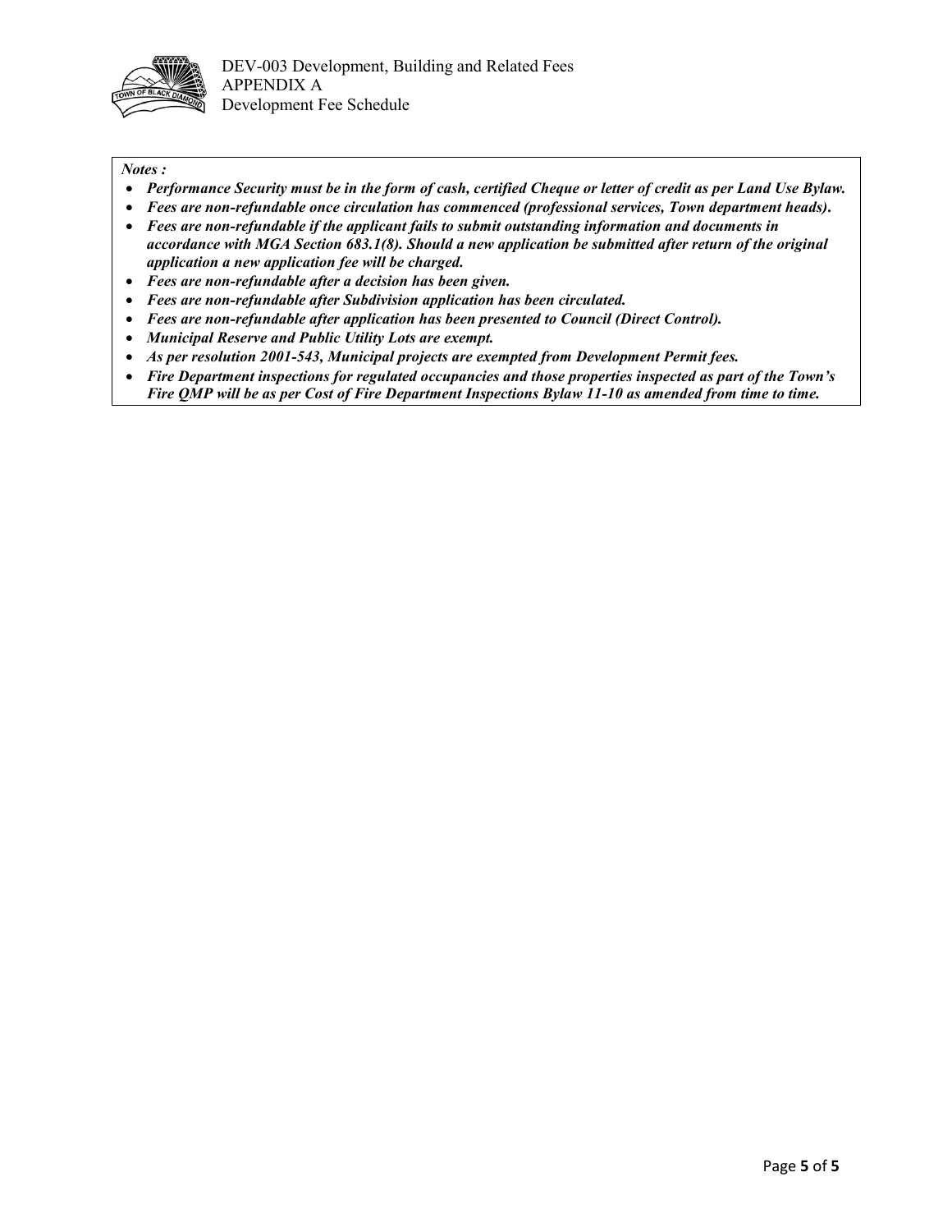***Notes :***

- ***Performance Security must be in the form of cash, certified Cheque or letter of credit as per Land Use Bylaw.***
- ***Fees are non-refundable once circulation has commenced (professional services, Town department heads).***
- ***Fees are non-refundable if the applicant fails to submit outstanding information and documents in accordance with MGA Section 683.1(8). Should a new application be submitted after return of the original application a new application fee will be charged.***
- ***Fees are non-refundable after a decision has been given.***
- ***Fees are non-refundable after Subdivision application has been circulated.***
- ***Fees are non-refundable after application has been presented to Council (Direct Control).***
- ***Municipal Reserve and Public Utility Lots are exempt.***
- ***As per resolution 2001-543, Municipal projects are exempted from Development Permit fees.***
- ***Fire Department inspections for regulated occupancies and those properties inspected as part of the Town's Fire QMP will be as per Cost of Fire Department Inspections Bylaw 11-10 as amended from time to time.***